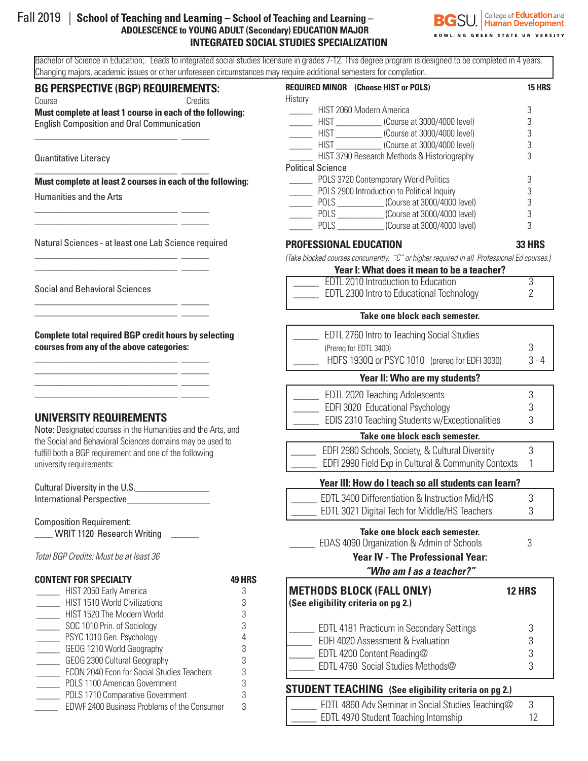# Fall 2019 | School of Teaching and Learning – School of Teaching and Learning – ADOLESCENCE to YOUNG ADULT (Secondary) EDUCATION MAJOR INTEGRATED SOCIAL STUDIES SPECIALIZATION

BGSU. College of Education and Human Development – BOWLING GREEN STATE UNIVERSITY

Bachelor of Science in Education;. Leads to integrated social studies licensure in grades 7-12. This degree program is designed to be completed in 4 years. Changing majors, academic issues or other unforeseen circumstances may require additional semesters for completion.

## BG PERSPECTIVE (BGP) REQUIREMENTS:

Course Credits

**Must complete at least 1 course in each of the following:**

English Composition and Oral Communication

________________________________ ______

Quantitative Literacy

________________________________ ______

**Must complete at least 2 courses in each of the following:**

Humanities and the Arts

________________________________ ______
________________________________ ______

Natural Sciences - at least one Lab Science required

________________________________ ______
________________________________ ______

Social and Behavioral Sciences

________________________________ ______
________________________________ ______

**Complete total required BGP credit hours by selecting courses from any of the above categories:**

________________________________ ______
________________________________ ______
________________________________ ______
________________________________ ______

## UNIVERSITY REQUIREMENTS

Note: Designated courses in the Humanities and the Arts, and the Social and Behavioral Sciences domains may be used to fulfill both a BGP requirement and one of the following university requirements:

Cultural Diversity in the U.S.________________

International Perspective_________________

Composition Requirement:
____ WRIT 1120 Research Writing ______

*Total BGP Credits: Must be at least 36*

## CONTENT FOR SPECIALTY — 49 HRS

| | Course | Credits |
|---|---|---|
| _____ | HIST 2050 Early America | 3 |
| _____ | HIST 1510 World Civilizations | 3 |
| _____ | HIST 1520 The Modern World | 3 |
| _____ | SOC 1010 Prin. of Sociology | 3 |
| _____ | PSYC 1010 Gen. Psychology | 4 |
| _____ | GEOG 1210 World Geography | 3 |
| _____ | GEOG 2300 Cultural Geography | 3 |
| _____ | ECON 2040 Econ for Social Studies Teachers | 3 |
| _____ | POLS 1100 American Government | 3 |
| _____ | POLS 1710 Comparative Government | 3 |
| _____ | EDWF 2400 Business Problems of the Consumer | 3 |

## REQUIRED MINOR (Choose HIST or POLS) — 15 HRS

History

| | Course | Credits |
|---|---|---|
| _____ | HIST 2060 Modern America | 3 |
| _____ | HIST __________ (Course at 3000/4000 level) | 3 |
| _____ | HIST __________ (Course at 3000/4000 level) | 3 |
| _____ | HIST __________ (Course at 3000/4000 level) | 3 |
| _____ | HIST 3790 Research Methods & Historiography | 3 |

Political Science

| | Course | Credits |
|---|---|---|
| _____ | POLS 3720 Contemporary World Politics | 3 |
| _____ | POLS 2900 Introduction to Political Inquiry | 3 |
| _____ | POLS __________ (Course at 3000/4000 level) | 3 |
| _____ | POLS __________ (Course at 3000/4000 level) | 3 |
| _____ | POLS __________ (Course at 3000/4000 level) | 3 |

## PROFESSIONAL EDUCATION — 33 HRS

*(Take blocked courses concurrently. "C" or higher required in all Professional Ed courses.)*

### Year I: What does it mean to be a teacher?

| | Course | Credits |
|---|---|---|
| _____ | EDTL 2010 Introduction to Education | 3 |
| _____ | EDTL 2300 Intro to Educational Technology | 2 |

**Take one block each semester.**

| | Course | Credits |
|---|---|---|
| _____ | EDTL 2760 Intro to Teaching Social Studies (Prereq for EDTL 3400) | 3 |
| _____ | HDFS 1930Q or PSYC 1010 (prereq for EDFI 3030) | 3 - 4 |

### Year II: Who are my students?

| | Course | Credits |
|---|---|---|
| _____ | EDTL 2020 Teaching Adolescents | 3 |
| _____ | EDFI 3020 Educational Psychology | 3 |
| _____ | EDIS 2310 Teaching Students w/Exceptionalities | 3 |

**Take one block each semester.**

| | Course | Credits |
|---|---|---|
| _____ | EDFI 2980 Schools, Society, & Cultural Diversity | 3 |
| _____ | EDFI 2990 Field Exp in Cultural & Community Contexts | 1 |

### Year III: How do I teach so all students can learn?

| | Course | Credits |
|---|---|---|
| _____ | EDTL 3400 Differentiation & Instruction Mid/HS | 3 |
| _____ | EDTL 3021 Digital Tech for Middle/HS Teachers | 3 |

**Take one block each semester.**

_____ EDAS 4090 Organization & Admin of Schools — 3

### Year IV - The Professional Year: *"Who am I as a teacher?"*

## METHODS BLOCK (FALL ONLY) — 12 HRS

**(See eligibility criteria on pg 2.)**

| | Course | Credits |
|---|---|---|
| _____ | EDTL 4181 Practicum in Secondary Settings | 3 |
| _____ | EDFI 4020 Assessment & Evaluation | 3 |
| _____ | EDTL 4200 Content Reading@ | 3 |
| _____ | EDTL 4760 Social Studies Methods@ | 3 |

## STUDENT TEACHING (See eligibility criteria on pg 2.)

| | Course | Credits |
|---|---|---|
| _____ | EDTL 4860 Adv Seminar in Social Studies Teaching@ | 3 |
| _____ | EDTL 4970 Student Teaching Internship | 12 |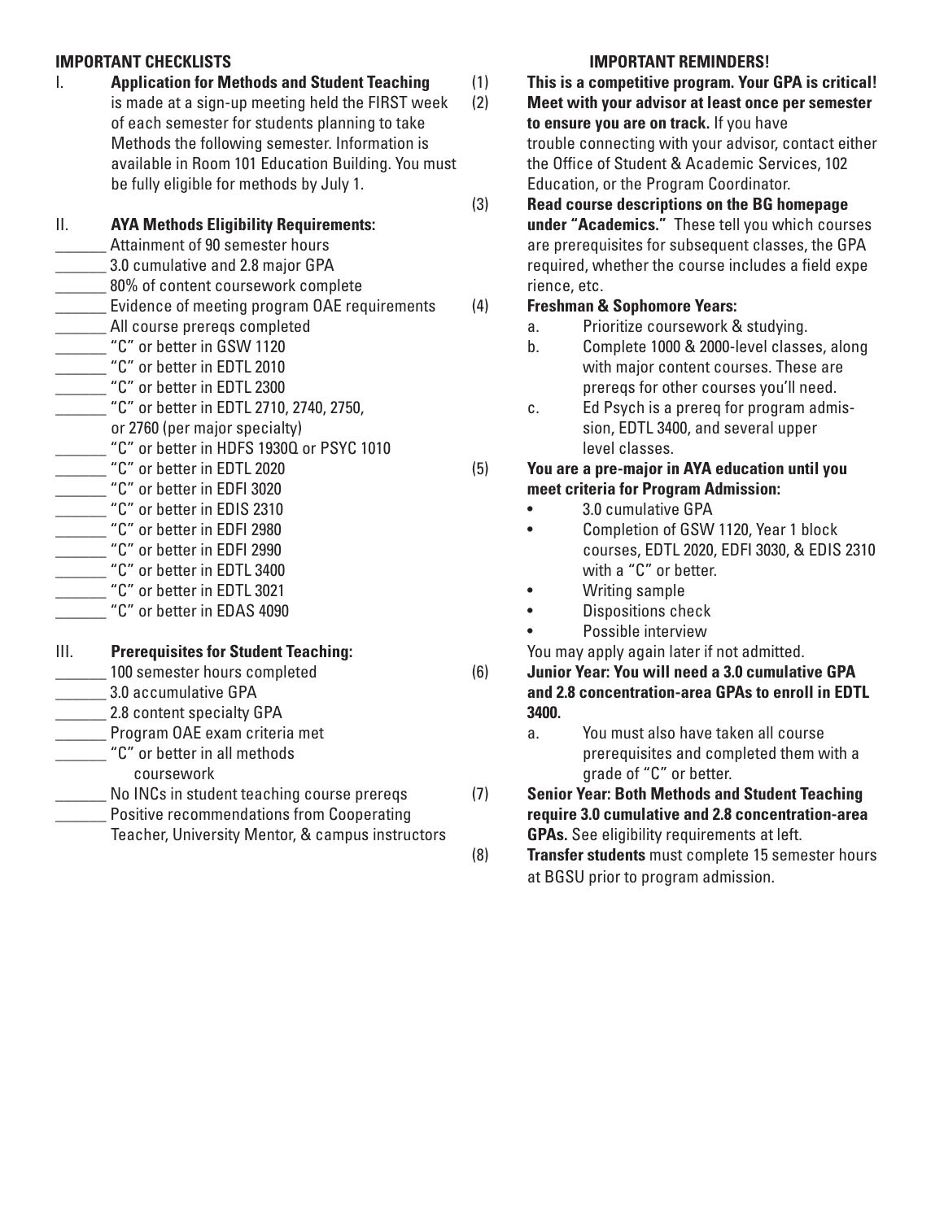## IMPORTANT CHECKLISTS

**I. Application for Methods and Student Teaching** is made at a sign-up meeting held the FIRST week of each semester for students planning to take Methods the following semester. Information is available in Room 101 Education Building. You must be fully eligible for methods by July 1.

**II. AYA Methods Eligibility Requirements:**

______ Attainment of 90 semester hours
______ 3.0 cumulative and 2.8 major GPA
______ 80% of content coursework complete
______ Evidence of meeting program OAE requirements
______ All course prereqs completed
______ "C" or better in GSW 1120
______ "C" or better in EDTL 2010
______ "C" or better in EDTL 2300
______ "C" or better in EDTL 2710, 2740, 2750, or 2760 (per major specialty)
______ "C" or better in HDFS 1930Q or PSYC 1010
______ "C" or better in EDTL 2020
______ "C" or better in EDFI 3020
______ "C" or better in EDIS 2310
______ "C" or better in EDFI 2980
______ "C" or better in EDFI 2990
______ "C" or better in EDTL 3400
______ "C" or better in EDTL 3021
______ "C" or better in EDAS 4090

**III. Prerequisites for Student Teaching:**

______ 100 semester hours completed
______ 3.0 accumulative GPA
______ 2.8 content specialty GPA
______ Program OAE exam criteria met
______ "C" or better in all methods coursework
______ No INCs in student teaching course prereqs
______ Positive recommendations from Cooperating Teacher, University Mentor, & campus instructors

## IMPORTANT REMINDERS!

(1) **This is a competitive program. Your GPA is critical!**

(2) **Meet with your advisor at least once per semester to ensure you are on track.** If you have trouble connecting with your advisor, contact either the Office of Student & Academic Services, 102 Education, or the Program Coordinator.

(3) **Read course descriptions on the BG homepage under "Academics."** These tell you which courses are prerequisites for subsequent classes, the GPA required, whether the course includes a field experience, etc.

(4) **Freshman & Sophomore Years:**
  a. Prioritize coursework & studying.
  b. Complete 1000 & 2000-level classes, along with major content courses. These are prereqs for other courses you'll need.
  c. Ed Psych is a prereq for program admission, EDTL 3400, and several upper level classes.

(5) **You are a pre-major in AYA education until you meet criteria for Program Admission:**
  - 3.0 cumulative GPA
  - Completion of GSW 1120, Year 1 block courses, EDTL 2020, EDFI 3030, & EDIS 2310 with a "C" or better.
  - Writing sample
  - Dispositions check
  - Possible interview

  You may apply again later if not admitted.

(6) **Junior Year: You will need a 3.0 cumulative GPA and 2.8 concentration-area GPAs to enroll in EDTL 3400.**
  a. You must also have taken all course prerequisites and completed them with a grade of "C" or better.

(7) **Senior Year: Both Methods and Student Teaching require 3.0 cumulative and 2.8 concentration-area GPAs.** See eligibility requirements at left.

(8) **Transfer students** must complete 15 semester hours at BGSU prior to program admission.